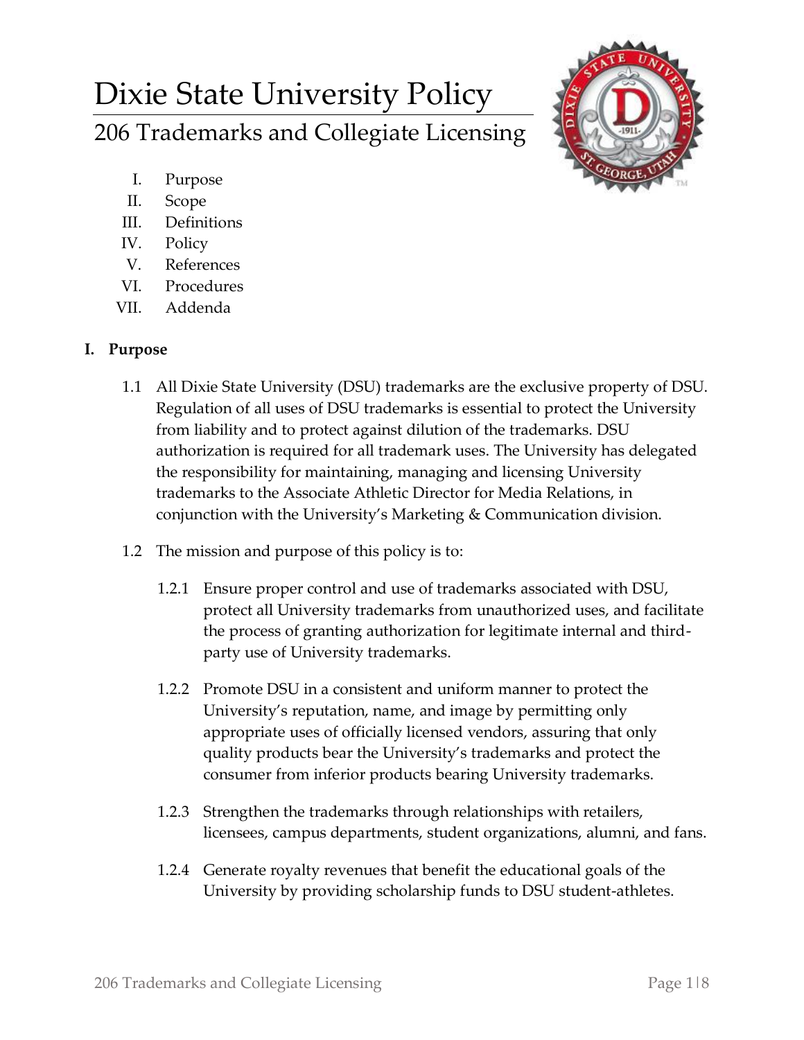# Dixie State University Policy

## 206 Trademarks and Collegiate Licensing

I. Purpose
II. Scope
III. Definitions
IV. Policy
V. References
VI. Procedures
VII. Addenda

### I. Purpose

1.1 All Dixie State University (DSU) trademarks are the exclusive property of DSU. Regulation of all uses of DSU trademarks is essential to protect the University from liability and to protect against dilution of the trademarks. DSU authorization is required for all trademark uses. The University has delegated the responsibility for maintaining, managing and licensing University trademarks to the Associate Athletic Director for Media Relations, in conjunction with the University's Marketing & Communication division.

1.2 The mission and purpose of this policy is to:

1.2.1 Ensure proper control and use of trademarks associated with DSU, protect all University trademarks from unauthorized uses, and facilitate the process of granting authorization for legitimate internal and third-party use of University trademarks.

1.2.2 Promote DSU in a consistent and uniform manner to protect the University's reputation, name, and image by permitting only appropriate uses of officially licensed vendors, assuring that only quality products bear the University's trademarks and protect the consumer from inferior products bearing University trademarks.

1.2.3 Strengthen the trademarks through relationships with retailers, licensees, campus departments, student organizations, alumni, and fans.

1.2.4 Generate royalty revenues that benefit the educational goals of the University by providing scholarship funds to DSU student-athletes.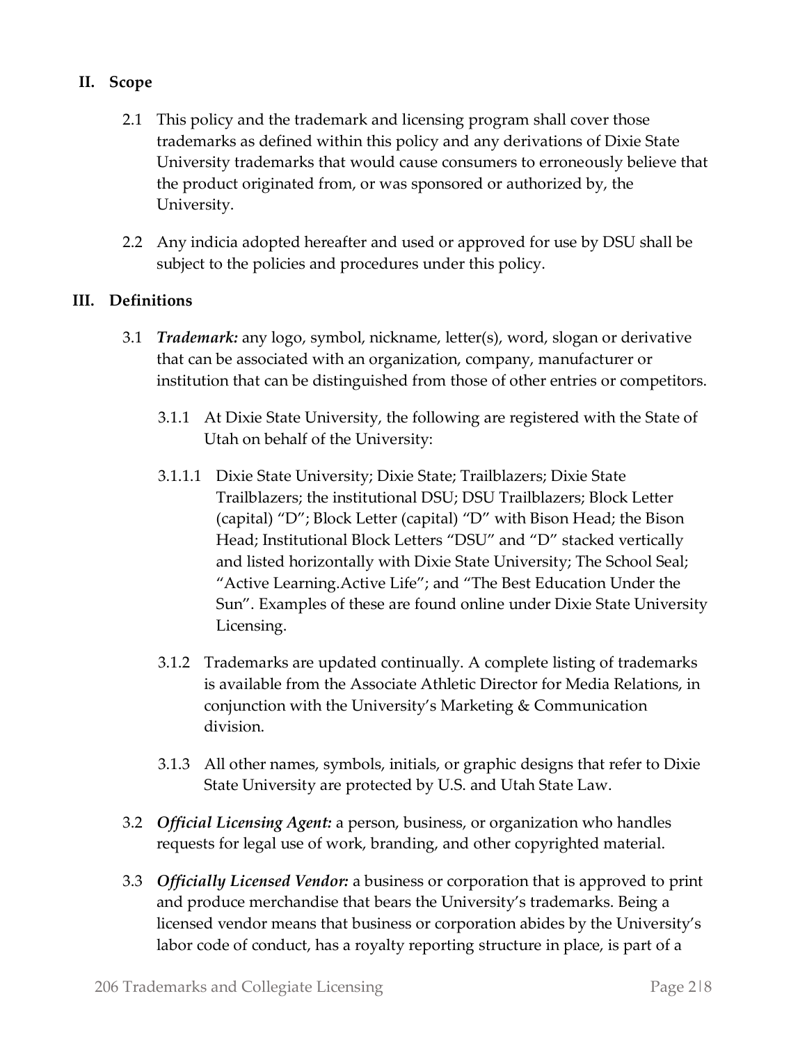## II. Scope

2.1 This policy and the trademark and licensing program shall cover those trademarks as defined within this policy and any derivations of Dixie State University trademarks that would cause consumers to erroneously believe that the product originated from, or was sponsored or authorized by, the University.

2.2 Any indicia adopted hereafter and used or approved for use by DSU shall be subject to the policies and procedures under this policy.

## III. Definitions

3.1 ***Trademark:*** any logo, symbol, nickname, letter(s), word, slogan or derivative that can be associated with an organization, company, manufacturer or institution that can be distinguished from those of other entries or competitors.

3.1.1 At Dixie State University, the following are registered with the State of Utah on behalf of the University:

3.1.1.1 Dixie State University; Dixie State; Trailblazers; Dixie State Trailblazers; the institutional DSU; DSU Trailblazers; Block Letter (capital) "D"; Block Letter (capital) "D" with Bison Head; the Bison Head; Institutional Block Letters "DSU" and "D" stacked vertically and listed horizontally with Dixie State University; The School Seal; "Active Learning.Active Life"; and "The Best Education Under the Sun". Examples of these are found online under Dixie State University Licensing.

3.1.2 Trademarks are updated continually. A complete listing of trademarks is available from the Associate Athletic Director for Media Relations, in conjunction with the University's Marketing & Communication division.

3.1.3 All other names, symbols, initials, or graphic designs that refer to Dixie State University are protected by U.S. and Utah State Law.

3.2 ***Official Licensing Agent:*** a person, business, or organization who handles requests for legal use of work, branding, and other copyrighted material.

3.3 ***Officially Licensed Vendor:*** a business or corporation that is approved to print and produce merchandise that bears the University's trademarks. Being a licensed vendor means that business or corporation abides by the University's labor code of conduct, has a royalty reporting structure in place, is part of a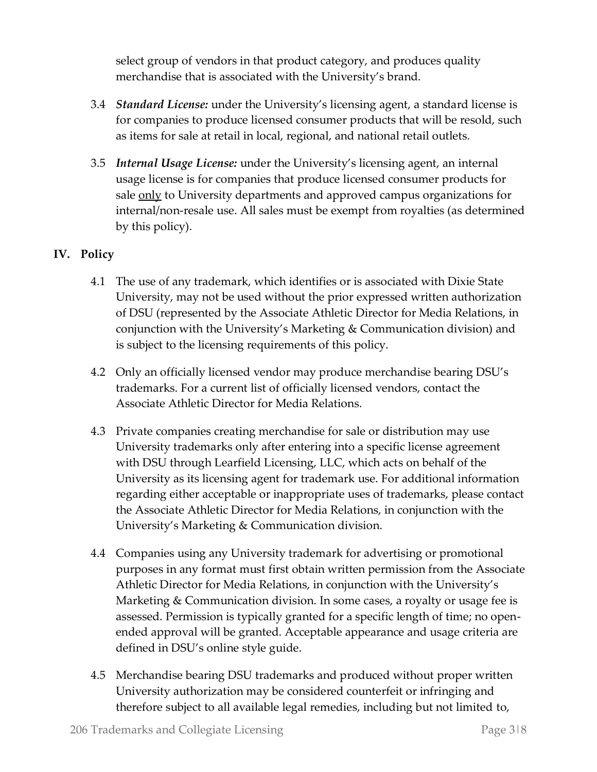select group of vendors in that product category, and produces quality merchandise that is associated with the University's brand.

3.4 ***Standard License:*** under the University's licensing agent, a standard license is for companies to produce licensed consumer products that will be resold, such as items for sale at retail in local, regional, and national retail outlets.

3.5 ***Internal Usage License:*** under the University's licensing agent, an internal usage license is for companies that produce licensed consumer products for sale <u>only</u> to University departments and approved campus organizations for internal/non-resale use. All sales must be exempt from royalties (as determined by this policy).

## IV. Policy

4.1 The use of any trademark, which identifies or is associated with Dixie State University, may not be used without the prior expressed written authorization of DSU (represented by the Associate Athletic Director for Media Relations, in conjunction with the University's Marketing & Communication division) and is subject to the licensing requirements of this policy.

4.2 Only an officially licensed vendor may produce merchandise bearing DSU's trademarks. For a current list of officially licensed vendors, contact the Associate Athletic Director for Media Relations.

4.3 Private companies creating merchandise for sale or distribution may use University trademarks only after entering into a specific license agreement with DSU through Learfield Licensing, LLC, which acts on behalf of the University as its licensing agent for trademark use. For additional information regarding either acceptable or inappropriate uses of trademarks, please contact the Associate Athletic Director for Media Relations, in conjunction with the University's Marketing & Communication division.

4.4 Companies using any University trademark for advertising or promotional purposes in any format must first obtain written permission from the Associate Athletic Director for Media Relations, in conjunction with the University's Marketing & Communication division. In some cases, a royalty or usage fee is assessed. Permission is typically granted for a specific length of time; no open-ended approval will be granted. Acceptable appearance and usage criteria are defined in DSU's online style guide.

4.5 Merchandise bearing DSU trademarks and produced without proper written University authorization may be considered counterfeit or infringing and therefore subject to all available legal remedies, including but not limited to,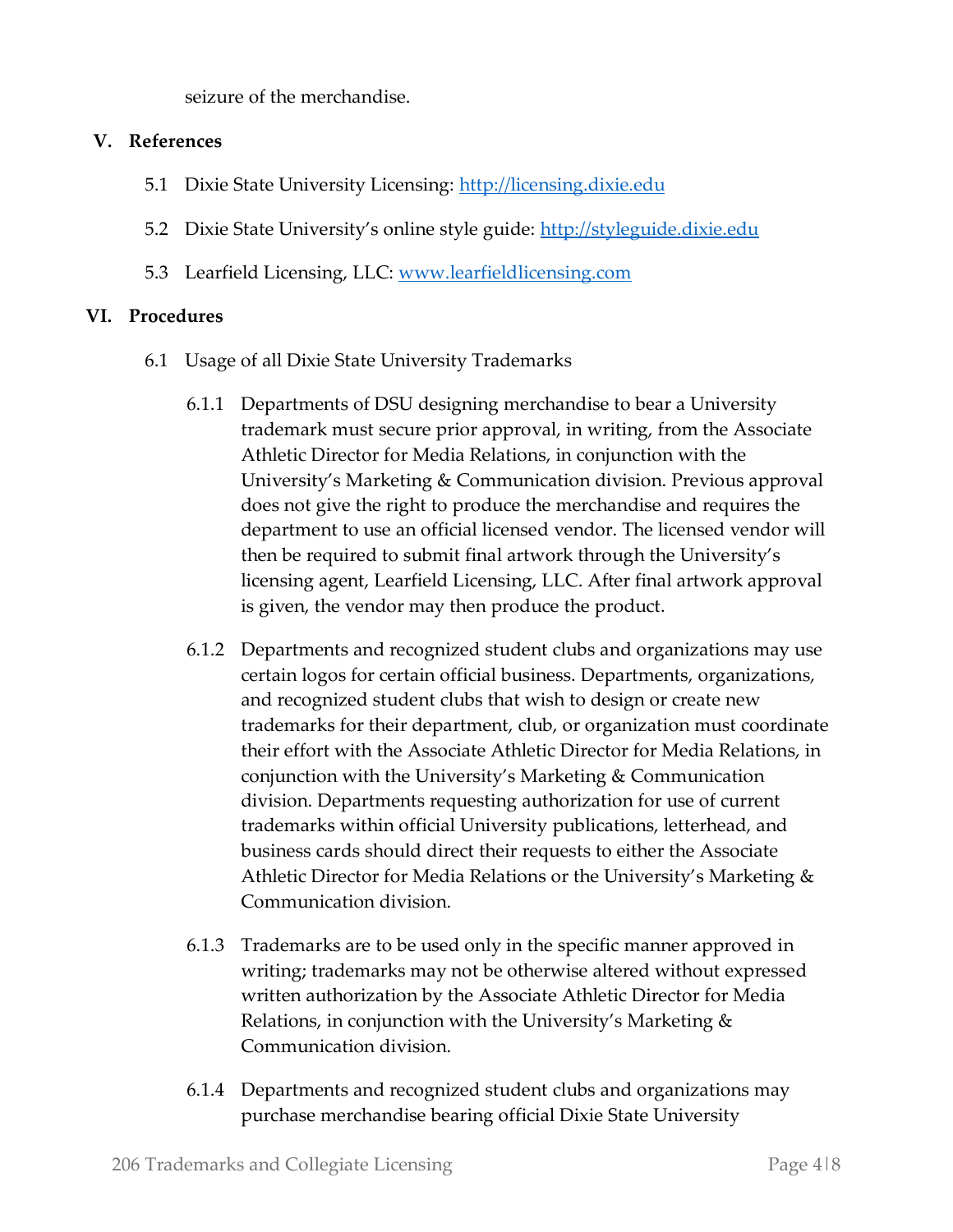seizure of the merchandise.

## V. References

5.1 Dixie State University Licensing: [http://licensing.dixie.edu](http://licensing.dixie.edu)

5.2 Dixie State University's online style guide: [http://styleguide.dixie.edu](http://styleguide.dixie.edu)

5.3 Learfield Licensing, LLC: [www.learfieldlicensing.com](http://www.learfieldlicensing.com)

## VI. Procedures

6.1 Usage of all Dixie State University Trademarks

6.1.1 Departments of DSU designing merchandise to bear a University trademark must secure prior approval, in writing, from the Associate Athletic Director for Media Relations, in conjunction with the University's Marketing & Communication division. Previous approval does not give the right to produce the merchandise and requires the department to use an official licensed vendor. The licensed vendor will then be required to submit final artwork through the University's licensing agent, Learfield Licensing, LLC. After final artwork approval is given, the vendor may then produce the product.

6.1.2 Departments and recognized student clubs and organizations may use certain logos for certain official business. Departments, organizations, and recognized student clubs that wish to design or create new trademarks for their department, club, or organization must coordinate their effort with the Associate Athletic Director for Media Relations, in conjunction with the University's Marketing & Communication division. Departments requesting authorization for use of current trademarks within official University publications, letterhead, and business cards should direct their requests to either the Associate Athletic Director for Media Relations or the University's Marketing & Communication division.

6.1.3 Trademarks are to be used only in the specific manner approved in writing; trademarks may not be otherwise altered without expressed written authorization by the Associate Athletic Director for Media Relations, in conjunction with the University's Marketing & Communication division.

6.1.4 Departments and recognized student clubs and organizations may purchase merchandise bearing official Dixie State University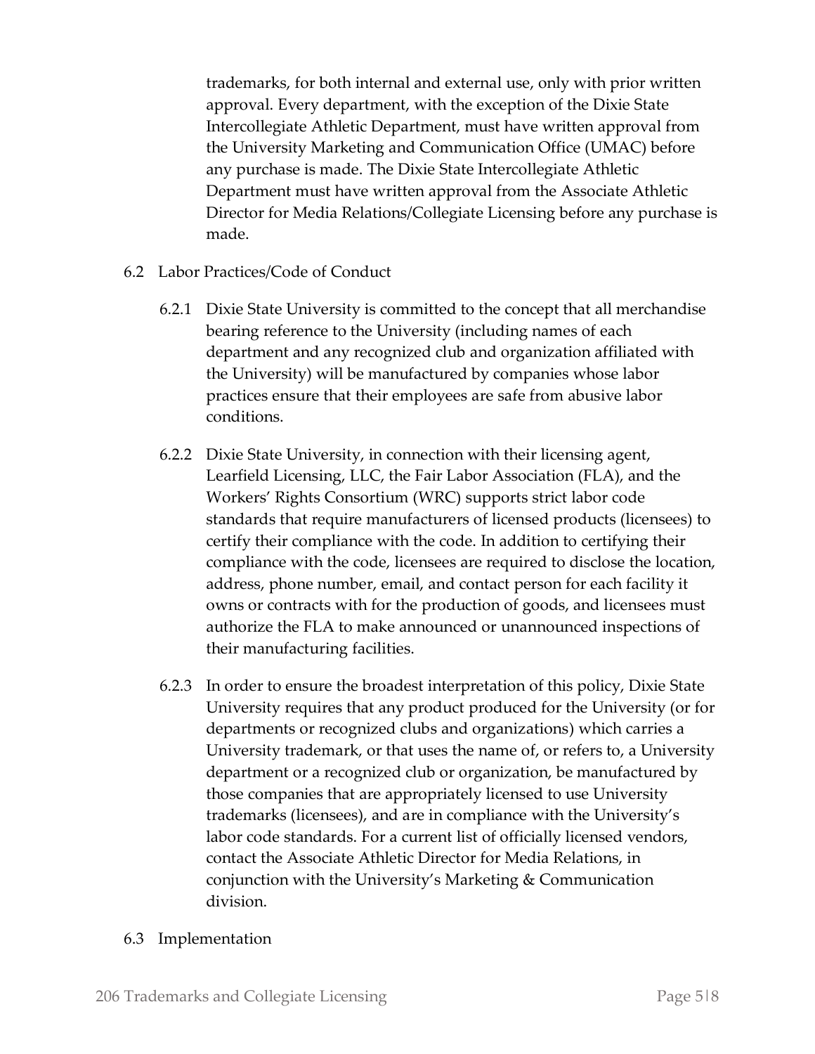trademarks, for both internal and external use, only with prior written approval. Every department, with the exception of the Dixie State Intercollegiate Athletic Department, must have written approval from the University Marketing and Communication Office (UMAC) before any purchase is made. The Dixie State Intercollegiate Athletic Department must have written approval from the Associate Athletic Director for Media Relations/Collegiate Licensing before any purchase is made.

6.2 Labor Practices/Code of Conduct

6.2.1 Dixie State University is committed to the concept that all merchandise bearing reference to the University (including names of each department and any recognized club and organization affiliated with the University) will be manufactured by companies whose labor practices ensure that their employees are safe from abusive labor conditions.

6.2.2 Dixie State University, in connection with their licensing agent, Learfield Licensing, LLC, the Fair Labor Association (FLA), and the Workers' Rights Consortium (WRC) supports strict labor code standards that require manufacturers of licensed products (licensees) to certify their compliance with the code. In addition to certifying their compliance with the code, licensees are required to disclose the location, address, phone number, email, and contact person for each facility it owns or contracts with for the production of goods, and licensees must authorize the FLA to make announced or unannounced inspections of their manufacturing facilities.

6.2.3 In order to ensure the broadest interpretation of this policy, Dixie State University requires that any product produced for the University (or for departments or recognized clubs and organizations) which carries a University trademark, or that uses the name of, or refers to, a University department or a recognized club or organization, be manufactured by those companies that are appropriately licensed to use University trademarks (licensees), and are in compliance with the University's labor code standards. For a current list of officially licensed vendors, contact the Associate Athletic Director for Media Relations, in conjunction with the University's Marketing & Communication division.

6.3 Implementation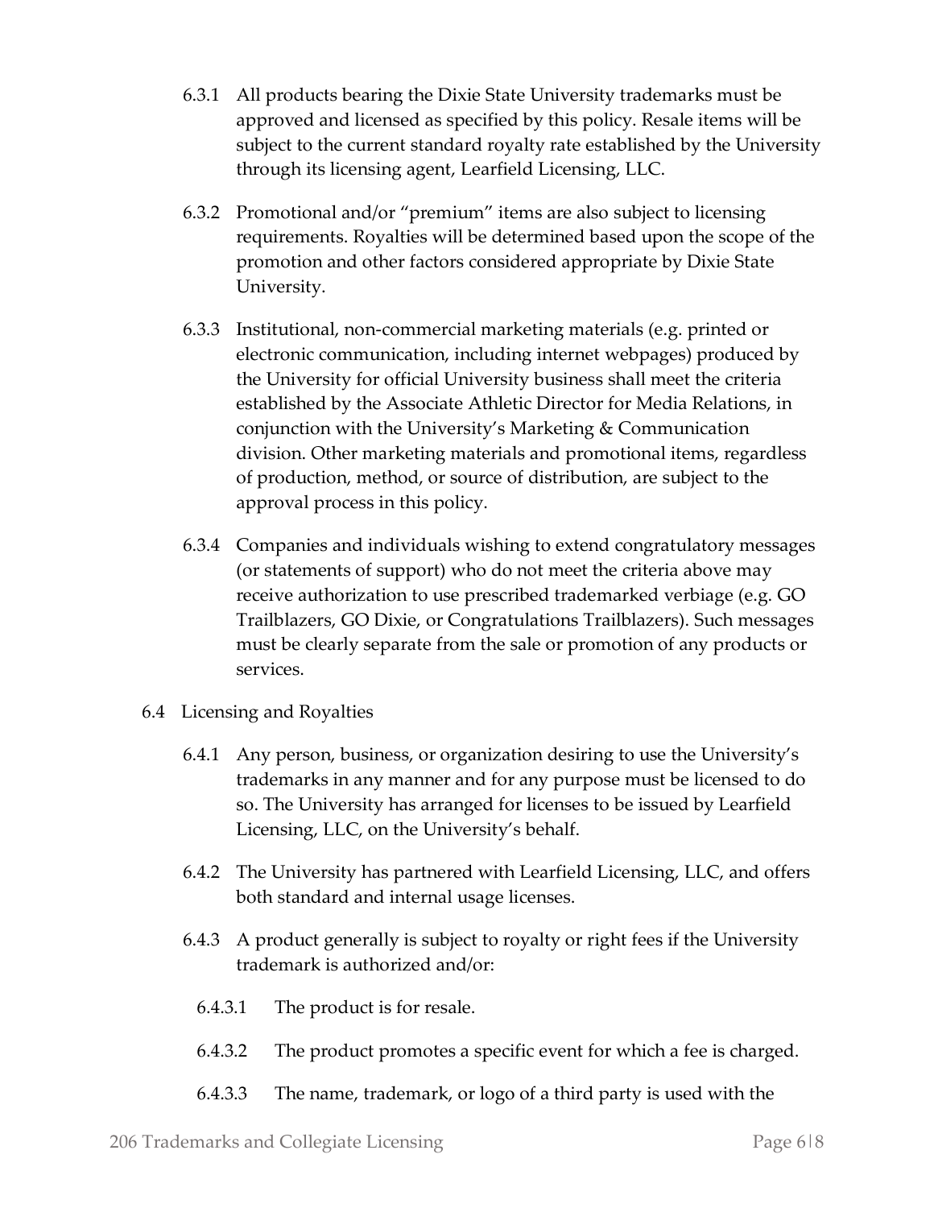6.3.1 All products bearing the Dixie State University trademarks must be approved and licensed as specified by this policy. Resale items will be subject to the current standard royalty rate established by the University through its licensing agent, Learfield Licensing, LLC.

6.3.2 Promotional and/or "premium" items are also subject to licensing requirements. Royalties will be determined based upon the scope of the promotion and other factors considered appropriate by Dixie State University.

6.3.3 Institutional, non-commercial marketing materials (e.g. printed or electronic communication, including internet webpages) produced by the University for official University business shall meet the criteria established by the Associate Athletic Director for Media Relations, in conjunction with the University's Marketing & Communication division. Other marketing materials and promotional items, regardless of production, method, or source of distribution, are subject to the approval process in this policy.

6.3.4 Companies and individuals wishing to extend congratulatory messages (or statements of support) who do not meet the criteria above may receive authorization to use prescribed trademarked verbiage (e.g. GO Trailblazers, GO Dixie, or Congratulations Trailblazers). Such messages must be clearly separate from the sale or promotion of any products or services.

6.4 Licensing and Royalties

6.4.1 Any person, business, or organization desiring to use the University's trademarks in any manner and for any purpose must be licensed to do so. The University has arranged for licenses to be issued by Learfield Licensing, LLC, on the University's behalf.

6.4.2 The University has partnered with Learfield Licensing, LLC, and offers both standard and internal usage licenses.

6.4.3 A product generally is subject to royalty or right fees if the University trademark is authorized and/or:

6.4.3.1 The product is for resale.

6.4.3.2 The product promotes a specific event for which a fee is charged.

6.4.3.3 The name, trademark, or logo of a third party is used with the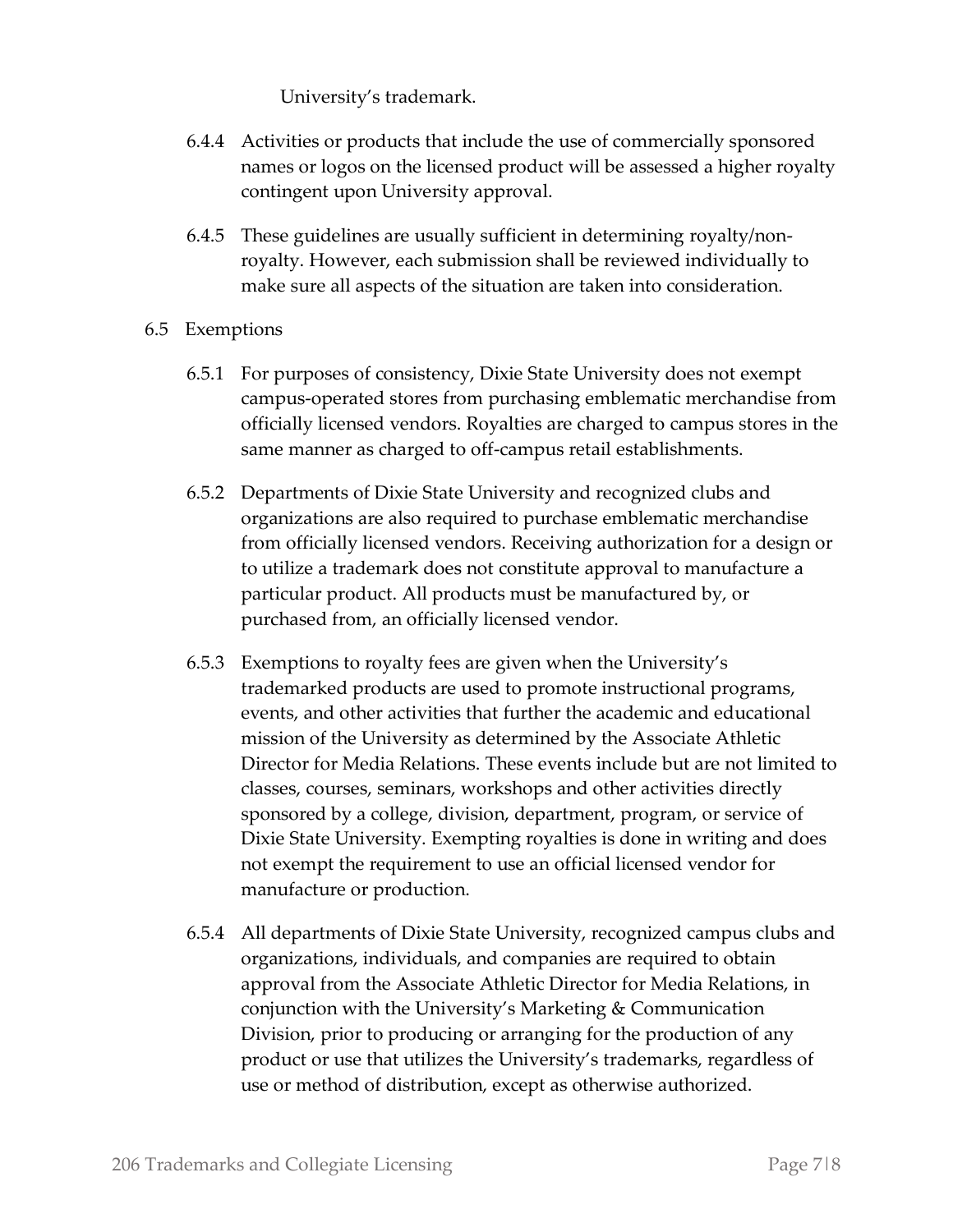University's trademark.

6.4.4 Activities or products that include the use of commercially sponsored names or logos on the licensed product will be assessed a higher royalty contingent upon University approval.

6.4.5 These guidelines are usually sufficient in determining royalty/non-royalty. However, each submission shall be reviewed individually to make sure all aspects of the situation are taken into consideration.

6.5 Exemptions

6.5.1 For purposes of consistency, Dixie State University does not exempt campus-operated stores from purchasing emblematic merchandise from officially licensed vendors. Royalties are charged to campus stores in the same manner as charged to off-campus retail establishments.

6.5.2 Departments of Dixie State University and recognized clubs and organizations are also required to purchase emblematic merchandise from officially licensed vendors. Receiving authorization for a design or to utilize a trademark does not constitute approval to manufacture a particular product. All products must be manufactured by, or purchased from, an officially licensed vendor.

6.5.3 Exemptions to royalty fees are given when the University's trademarked products are used to promote instructional programs, events, and other activities that further the academic and educational mission of the University as determined by the Associate Athletic Director for Media Relations. These events include but are not limited to classes, courses, seminars, workshops and other activities directly sponsored by a college, division, department, program, or service of Dixie State University. Exempting royalties is done in writing and does not exempt the requirement to use an official licensed vendor for manufacture or production.

6.5.4 All departments of Dixie State University, recognized campus clubs and organizations, individuals, and companies are required to obtain approval from the Associate Athletic Director for Media Relations, in conjunction with the University's Marketing & Communication Division, prior to producing or arranging for the production of any product or use that utilizes the University's trademarks, regardless of use or method of distribution, except as otherwise authorized.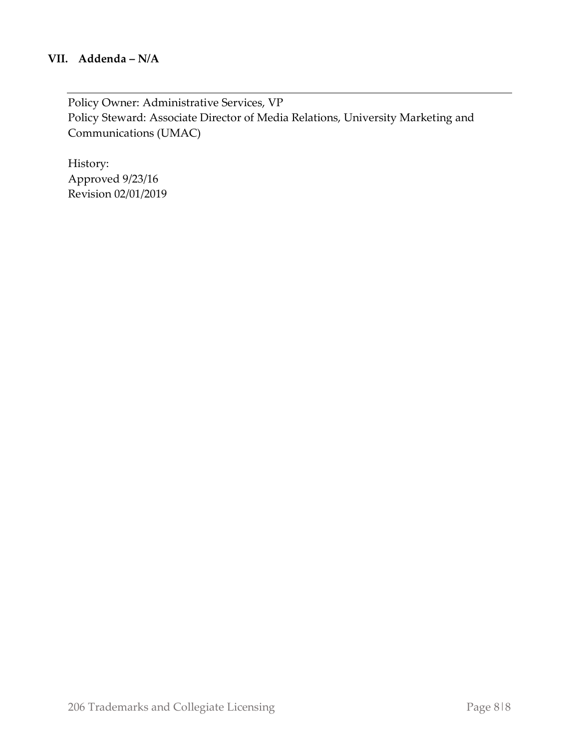## VII. Addenda – N/A

---

Policy Owner: Administrative Services, VP
Policy Steward: Associate Director of Media Relations, University Marketing and Communications (UMAC)

History:
Approved 9/23/16
Revision 02/01/2019